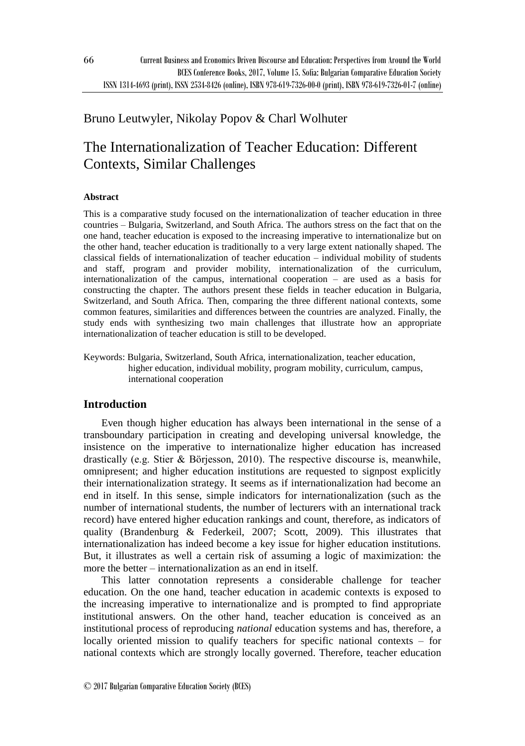Bruno Leutwyler, Nikolay Popov & Charl Wolhuter

# The Internationalization of Teacher Education: Different Contexts, Similar Challenges

**Abstract**

This is a comparative study focused on the internationalization of teacher education in three countries – Bulgaria, Switzerland, and South Africa. The authors stress on the fact that on the one hand, teacher education is exposed to the increasing imperative to internationalize but on the other hand, teacher education is traditionally to a very large extent nationally shaped. The classical fields of internationalization of teacher education – individual mobility of students and staff, program and provider mobility, internationalization of the curriculum, internationalization of the campus, international cooperation – are used as a basis for constructing the chapter. The authors present these fields in teacher education in Bulgaria, Switzerland, and South Africa. Then, comparing the three different national contexts, some common features, similarities and differences between the countries are analyzed. Finally, the study ends with synthesizing two main challenges that illustrate how an appropriate internationalization of teacher education is still to be developed.

Keywords: Bulgaria, Switzerland, South Africa, internationalization, teacher education, higher education, individual mobility, program mobility, curriculum, campus, international cooperation

## Introduction

Even though higher education has always been international in the sense of a transboundary participation in creating and developing universal knowledge, the insistence on the imperative to internationalize higher education has increased drastically (e.g. Stier & Börjesson, 2010). The respective discourse is, meanwhile, omnipresent; and higher education institutions are requested to signpost explicitly their internationalization strategy. It seems as if internationalization had become an end in itself. In this sense, simple indicators for internationalization (such as the number of international students, the number of lecturers with an international track record) have entered higher education rankings and count, therefore, as indicators of quality (Brandenburg & Federkeil, 2007; Scott, 2009). This illustrates that internationalization has indeed become a key issue for higher education institutions. But, it illustrates as well a certain risk of assuming a logic of maximization: the more the better – internationalization as an end in itself.

This latter connotation represents a considerable challenge for teacher education. On the one hand, teacher education in academic contexts is exposed to the increasing imperative to internationalize and is prompted to find appropriate institutional answers. On the other hand, teacher education is conceived as an institutional process of reproducing *national* education systems and has, therefore, a locally oriented mission to qualify teachers for specific national contexts – for national contexts which are strongly locally governed. Therefore, teacher education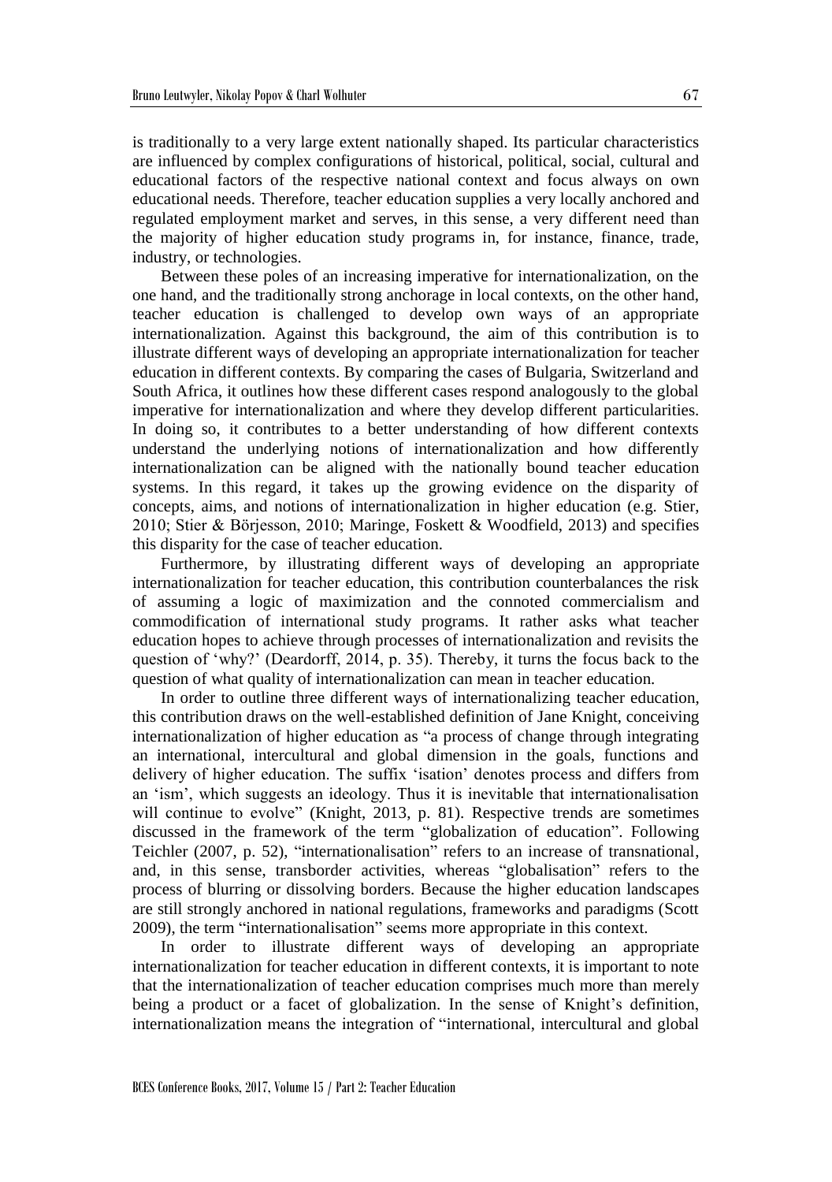is traditionally to a very large extent nationally shaped. Its particular characteristics are influenced by complex configurations of historical, political, social, cultural and educational factors of the respective national context and focus always on own educational needs. Therefore, teacher education supplies a very locally anchored and regulated employment market and serves, in this sense, a very different need than the majority of higher education study programs in, for instance, finance, trade, industry, or technologies.

Between these poles of an increasing imperative for internationalization, on the one hand, and the traditionally strong anchorage in local contexts, on the other hand, teacher education is challenged to develop own ways of an appropriate internationalization. Against this background, the aim of this contribution is to illustrate different ways of developing an appropriate internationalization for teacher education in different contexts. By comparing the cases of Bulgaria, Switzerland and South Africa, it outlines how these different cases respond analogously to the global imperative for internationalization and where they develop different particularities. In doing so, it contributes to a better understanding of how different contexts understand the underlying notions of internationalization and how differently internationalization can be aligned with the nationally bound teacher education systems. In this regard, it takes up the growing evidence on the disparity of concepts, aims, and notions of internationalization in higher education (e.g. Stier, 2010; Stier & Börjesson, 2010; Maringe, Foskett & Woodfield, 2013) and specifies this disparity for the case of teacher education.

Furthermore, by illustrating different ways of developing an appropriate internationalization for teacher education, this contribution counterbalances the risk of assuming a logic of maximization and the connoted commercialism and commodification of international study programs. It rather asks what teacher education hopes to achieve through processes of internationalization and revisits the question of 'why?' (Deardorff, 2014, p. 35). Thereby, it turns the focus back to the question of what quality of internationalization can mean in teacher education.

In order to outline three different ways of internationalizing teacher education, this contribution draws on the well-established definition of Jane Knight, conceiving internationalization of higher education as "a process of change through integrating an international, intercultural and global dimension in the goals, functions and delivery of higher education. The suffix 'isation' denotes process and differs from an 'ism', which suggests an ideology. Thus it is inevitable that internationalisation will continue to evolve" (Knight, 2013, p. 81). Respective trends are sometimes discussed in the framework of the term "globalization of education". Following Teichler (2007, p. 52), "internationalisation" refers to an increase of transnational, and, in this sense, transborder activities, whereas "globalisation" refers to the process of blurring or dissolving borders. Because the higher education landscapes are still strongly anchored in national regulations, frameworks and paradigms (Scott 2009), the term "internationalisation" seems more appropriate in this context.

In order to illustrate different ways of developing an appropriate internationalization for teacher education in different contexts, it is important to note that the internationalization of teacher education comprises much more than merely being a product or a facet of globalization. In the sense of Knight's definition, internationalization means the integration of "international, intercultural and global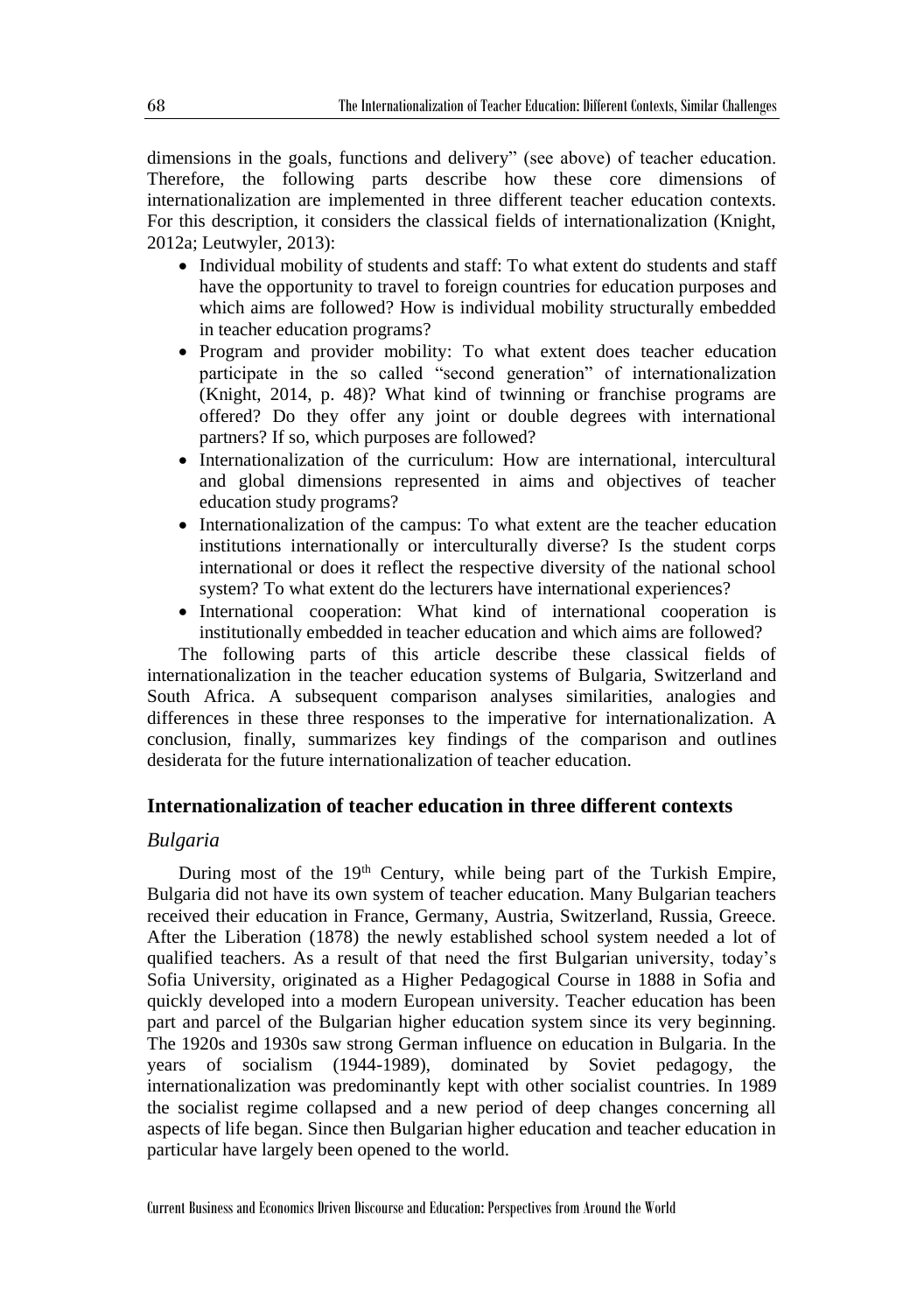dimensions in the goals, functions and delivery" (see above) of teacher education. Therefore, the following parts describe how these core dimensions of internationalization are implemented in three different teacher education contexts. For this description, it considers the classical fields of internationalization (Knight, 2012a; Leutwyler, 2013):

- Individual mobility of students and staff: To what extent do students and staff have the opportunity to travel to foreign countries for education purposes and which aims are followed? How is individual mobility structurally embedded in teacher education programs?
- Program and provider mobility: To what extent does teacher education participate in the so called "second generation" of internationalization (Knight, 2014, p. 48)? What kind of twinning or franchise programs are offered? Do they offer any joint or double degrees with international partners? If so, which purposes are followed?
- Internationalization of the curriculum: How are international, intercultural and global dimensions represented in aims and objectives of teacher education study programs?
- Internationalization of the campus: To what extent are the teacher education institutions internationally or interculturally diverse? Is the student corps international or does it reflect the respective diversity of the national school system? To what extent do the lecturers have international experiences?
- International cooperation: What kind of international cooperation is institutionally embedded in teacher education and which aims are followed?

The following parts of this article describe these classical fields of internationalization in the teacher education systems of Bulgaria, Switzerland and South Africa. A subsequent comparison analyses similarities, analogies and differences in these three responses to the imperative for internationalization. A conclusion, finally, summarizes key findings of the comparison and outlines desiderata for the future internationalization of teacher education.

## Internationalization of teacher education in three different contexts

### *Bulgaria*

During most of the 19th Century, while being part of the Turkish Empire, Bulgaria did not have its own system of teacher education. Many Bulgarian teachers received their education in France, Germany, Austria, Switzerland, Russia, Greece. After the Liberation (1878) the newly established school system needed a lot of qualified teachers. As a result of that need the first Bulgarian university, today's Sofia University, originated as a Higher Pedagogical Course in 1888 in Sofia and quickly developed into a modern European university. Teacher education has been part and parcel of the Bulgarian higher education system since its very beginning. The 1920s and 1930s saw strong German influence on education in Bulgaria. In the years of socialism (1944-1989), dominated by Soviet pedagogy, the internationalization was predominantly kept with other socialist countries. In 1989 the socialist regime collapsed and a new period of deep changes concerning all aspects of life began. Since then Bulgarian higher education and teacher education in particular have largely been opened to the world.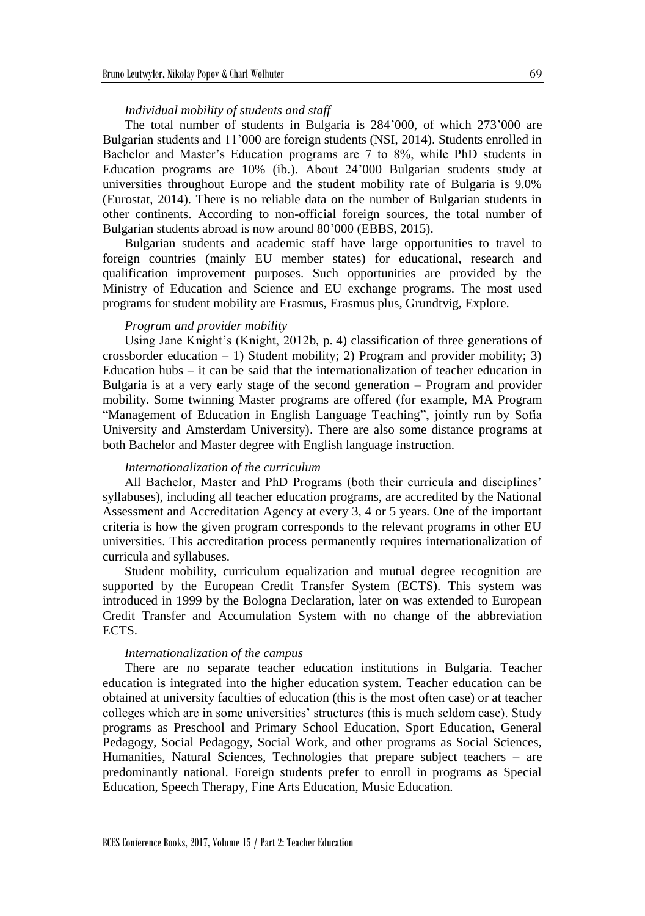*Individual mobility of students and staff*

The total number of students in Bulgaria is 284’000, of which 273’000 are Bulgarian students and 11’000 are foreign students (NSI, 2014). Students enrolled in Bachelor and Master’s Education programs are 7 to 8%, while PhD students in Education programs are 10% (ib.). About 24’000 Bulgarian students study at universities throughout Europe and the student mobility rate of Bulgaria is 9.0% (Eurostat, 2014). There is no reliable data on the number of Bulgarian students in other continents. According to non-official foreign sources, the total number of Bulgarian students abroad is now around 80’000 (EBBS, 2015).

Bulgarian students and academic staff have large opportunities to travel to foreign countries (mainly EU member states) for educational, research and qualification improvement purposes. Such opportunities are provided by the Ministry of Education and Science and EU exchange programs. The most used programs for student mobility are Erasmus, Erasmus plus, Grundtvig, Explore.

*Program and provider mobility*

Using Jane Knight’s (Knight, 2012b, p. 4) classification of three generations of crossborder education – 1) Student mobility; 2) Program and provider mobility; 3) Education hubs – it can be said that the internationalization of teacher education in Bulgaria is at a very early stage of the second generation – Program and provider mobility. Some twinning Master programs are offered (for example, MA Program “Management of Education in English Language Teaching”, jointly run by Sofia University and Amsterdam University). There are also some distance programs at both Bachelor and Master degree with English language instruction.

*Internationalization of the curriculum*

All Bachelor, Master and PhD Programs (both their curricula and disciplines’ syllabuses), including all teacher education programs, are accredited by the National Assessment and Accreditation Agency at every 3, 4 or 5 years. One of the important criteria is how the given program corresponds to the relevant programs in other EU universities. This accreditation process permanently requires internationalization of curricula and syllabuses.

Student mobility, curriculum equalization and mutual degree recognition are supported by the European Credit Transfer System (ECTS). This system was introduced in 1999 by the Bologna Declaration, later on was extended to European Credit Transfer and Accumulation System with no change of the abbreviation ECTS.

*Internationalization of the campus*

There are no separate teacher education institutions in Bulgaria. Teacher education is integrated into the higher education system. Teacher education can be obtained at university faculties of education (this is the most often case) or at teacher colleges which are in some universities’ structures (this is much seldom case). Study programs as Preschool and Primary School Education, Sport Education, General Pedagogy, Social Pedagogy, Social Work, and other programs as Social Sciences, Humanities, Natural Sciences, Technologies that prepare subject teachers – are predominantly national. Foreign students prefer to enroll in programs as Special Education, Speech Therapy, Fine Arts Education, Music Education.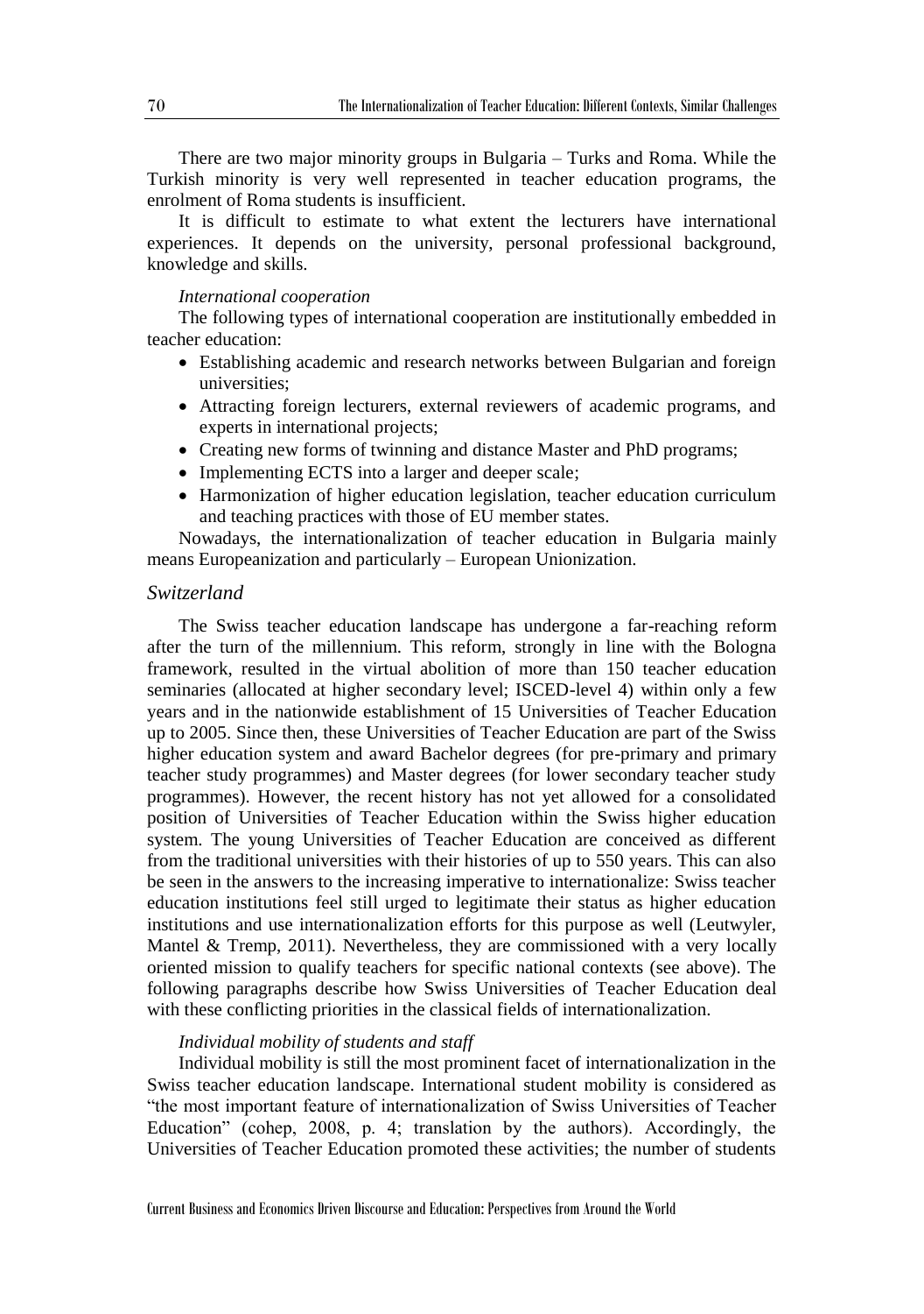There are two major minority groups in Bulgaria – Turks and Roma. While the Turkish minority is very well represented in teacher education programs, the enrolment of Roma students is insufficient.

It is difficult to estimate to what extent the lecturers have international experiences. It depends on the university, personal professional background, knowledge and skills.

*International cooperation*

The following types of international cooperation are institutionally embedded in teacher education:

- Establishing academic and research networks between Bulgarian and foreign universities;
- Attracting foreign lecturers, external reviewers of academic programs, and experts in international projects;
- Creating new forms of twinning and distance Master and PhD programs;
- Implementing ECTS into a larger and deeper scale;
- Harmonization of higher education legislation, teacher education curriculum and teaching practices with those of EU member states.

Nowadays, the internationalization of teacher education in Bulgaria mainly means Europeanization and particularly – European Unionization.

### *Switzerland*

The Swiss teacher education landscape has undergone a far-reaching reform after the turn of the millennium. This reform, strongly in line with the Bologna framework, resulted in the virtual abolition of more than 150 teacher education seminaries (allocated at higher secondary level; ISCED-level 4) within only a few years and in the nationwide establishment of 15 Universities of Teacher Education up to 2005. Since then, these Universities of Teacher Education are part of the Swiss higher education system and award Bachelor degrees (for pre-primary and primary teacher study programmes) and Master degrees (for lower secondary teacher study programmes). However, the recent history has not yet allowed for a consolidated position of Universities of Teacher Education within the Swiss higher education system. The young Universities of Teacher Education are conceived as different from the traditional universities with their histories of up to 550 years. This can also be seen in the answers to the increasing imperative to internationalize: Swiss teacher education institutions feel still urged to legitimate their status as higher education institutions and use internationalization efforts for this purpose as well (Leutwyler, Mantel & Tremp, 2011). Nevertheless, they are commissioned with a very locally oriented mission to qualify teachers for specific national contexts (see above). The following paragraphs describe how Swiss Universities of Teacher Education deal with these conflicting priorities in the classical fields of internationalization.

*Individual mobility of students and staff*

Individual mobility is still the most prominent facet of internationalization in the Swiss teacher education landscape. International student mobility is considered as "the most important feature of internationalization of Swiss Universities of Teacher Education" (cohep, 2008, p. 4; translation by the authors). Accordingly, the Universities of Teacher Education promoted these activities; the number of students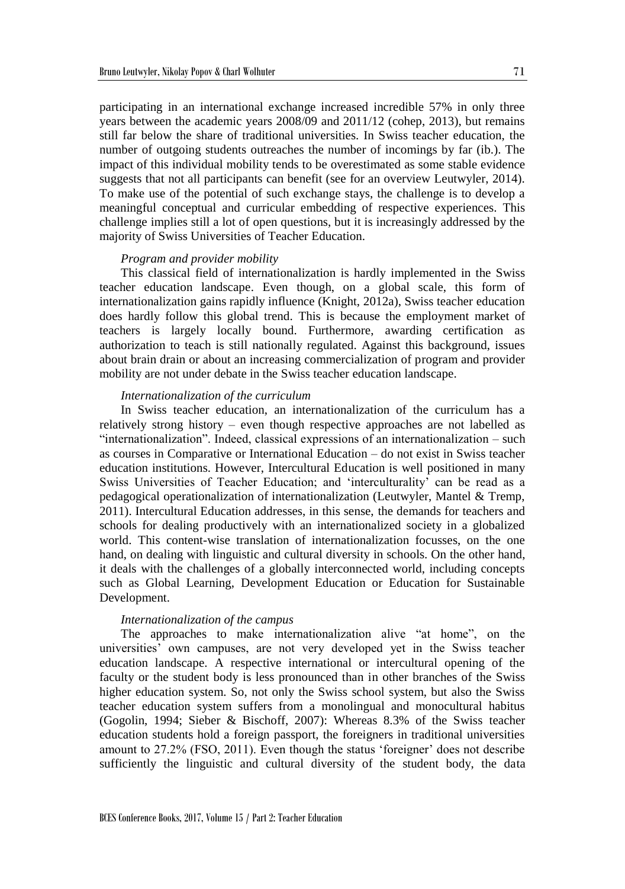participating in an international exchange increased incredible 57% in only three years between the academic years 2008/09 and 2011/12 (cohep, 2013), but remains still far below the share of traditional universities. In Swiss teacher education, the number of outgoing students outreaches the number of incomings by far (ib.). The impact of this individual mobility tends to be overestimated as some stable evidence suggests that not all participants can benefit (see for an overview Leutwyler, 2014). To make use of the potential of such exchange stays, the challenge is to develop a meaningful conceptual and curricular embedding of respective experiences. This challenge implies still a lot of open questions, but it is increasingly addressed by the majority of Swiss Universities of Teacher Education.

*Program and provider mobility*

This classical field of internationalization is hardly implemented in the Swiss teacher education landscape. Even though, on a global scale, this form of internationalization gains rapidly influence (Knight, 2012a), Swiss teacher education does hardly follow this global trend. This is because the employment market of teachers is largely locally bound. Furthermore, awarding certification as authorization to teach is still nationally regulated. Against this background, issues about brain drain or about an increasing commercialization of program and provider mobility are not under debate in the Swiss teacher education landscape.

*Internationalization of the curriculum*

In Swiss teacher education, an internationalization of the curriculum has a relatively strong history – even though respective approaches are not labelled as "internationalization". Indeed, classical expressions of an internationalization – such as courses in Comparative or International Education – do not exist in Swiss teacher education institutions. However, Intercultural Education is well positioned in many Swiss Universities of Teacher Education; and 'interculturality' can be read as a pedagogical operationalization of internationalization (Leutwyler, Mantel & Tremp, 2011). Intercultural Education addresses, in this sense, the demands for teachers and schools for dealing productively with an internationalized society in a globalized world. This content-wise translation of internationalization focusses, on the one hand, on dealing with linguistic and cultural diversity in schools. On the other hand, it deals with the challenges of a globally interconnected world, including concepts such as Global Learning, Development Education or Education for Sustainable Development.

*Internationalization of the campus*

The approaches to make internationalization alive "at home", on the universities' own campuses, are not very developed yet in the Swiss teacher education landscape. A respective international or intercultural opening of the faculty or the student body is less pronounced than in other branches of the Swiss higher education system. So, not only the Swiss school system, but also the Swiss teacher education system suffers from a monolingual and monocultural habitus (Gogolin, 1994; Sieber & Bischoff, 2007): Whereas 8.3% of the Swiss teacher education students hold a foreign passport, the foreigners in traditional universities amount to 27.2% (FSO, 2011). Even though the status 'foreigner' does not describe sufficiently the linguistic and cultural diversity of the student body, the data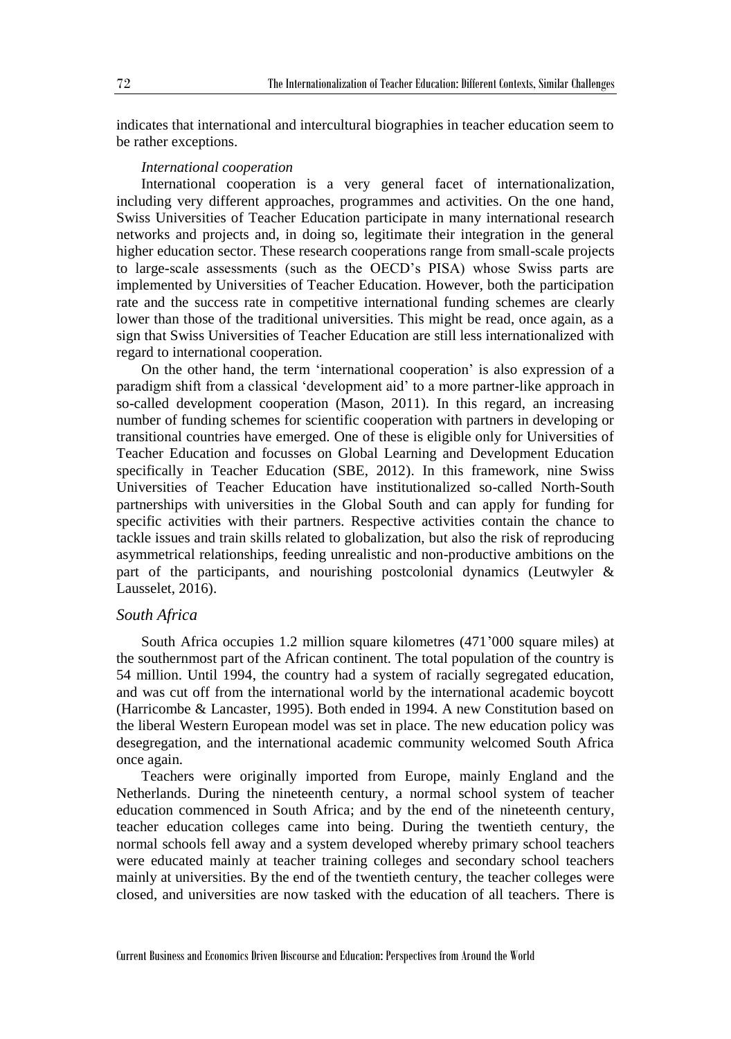indicates that international and intercultural biographies in teacher education seem to be rather exceptions.

*International cooperation*

International cooperation is a very general facet of internationalization, including very different approaches, programmes and activities. On the one hand, Swiss Universities of Teacher Education participate in many international research networks and projects and, in doing so, legitimate their integration in the general higher education sector. These research cooperations range from small-scale projects to large-scale assessments (such as the OECD's PISA) whose Swiss parts are implemented by Universities of Teacher Education. However, both the participation rate and the success rate in competitive international funding schemes are clearly lower than those of the traditional universities. This might be read, once again, as a sign that Swiss Universities of Teacher Education are still less internationalized with regard to international cooperation.

On the other hand, the term 'international cooperation' is also expression of a paradigm shift from a classical 'development aid' to a more partner-like approach in so-called development cooperation (Mason, 2011). In this regard, an increasing number of funding schemes for scientific cooperation with partners in developing or transitional countries have emerged. One of these is eligible only for Universities of Teacher Education and focusses on Global Learning and Development Education specifically in Teacher Education (SBE, 2012). In this framework, nine Swiss Universities of Teacher Education have institutionalized so-called North-South partnerships with universities in the Global South and can apply for funding for specific activities with their partners. Respective activities contain the chance to tackle issues and train skills related to globalization, but also the risk of reproducing asymmetrical relationships, feeding unrealistic and non-productive ambitions on the part of the participants, and nourishing postcolonial dynamics (Leutwyler & Lausselet, 2016).

## *South Africa*

South Africa occupies 1.2 million square kilometres (471'000 square miles) at the southernmost part of the African continent. The total population of the country is 54 million. Until 1994, the country had a system of racially segregated education, and was cut off from the international world by the international academic boycott (Harricombe & Lancaster, 1995). Both ended in 1994. A new Constitution based on the liberal Western European model was set in place. The new education policy was desegregation, and the international academic community welcomed South Africa once again.

Teachers were originally imported from Europe, mainly England and the Netherlands. During the nineteenth century, a normal school system of teacher education commenced in South Africa; and by the end of the nineteenth century, teacher education colleges came into being. During the twentieth century, the normal schools fell away and a system developed whereby primary school teachers were educated mainly at teacher training colleges and secondary school teachers mainly at universities. By the end of the twentieth century, the teacher colleges were closed, and universities are now tasked with the education of all teachers. There is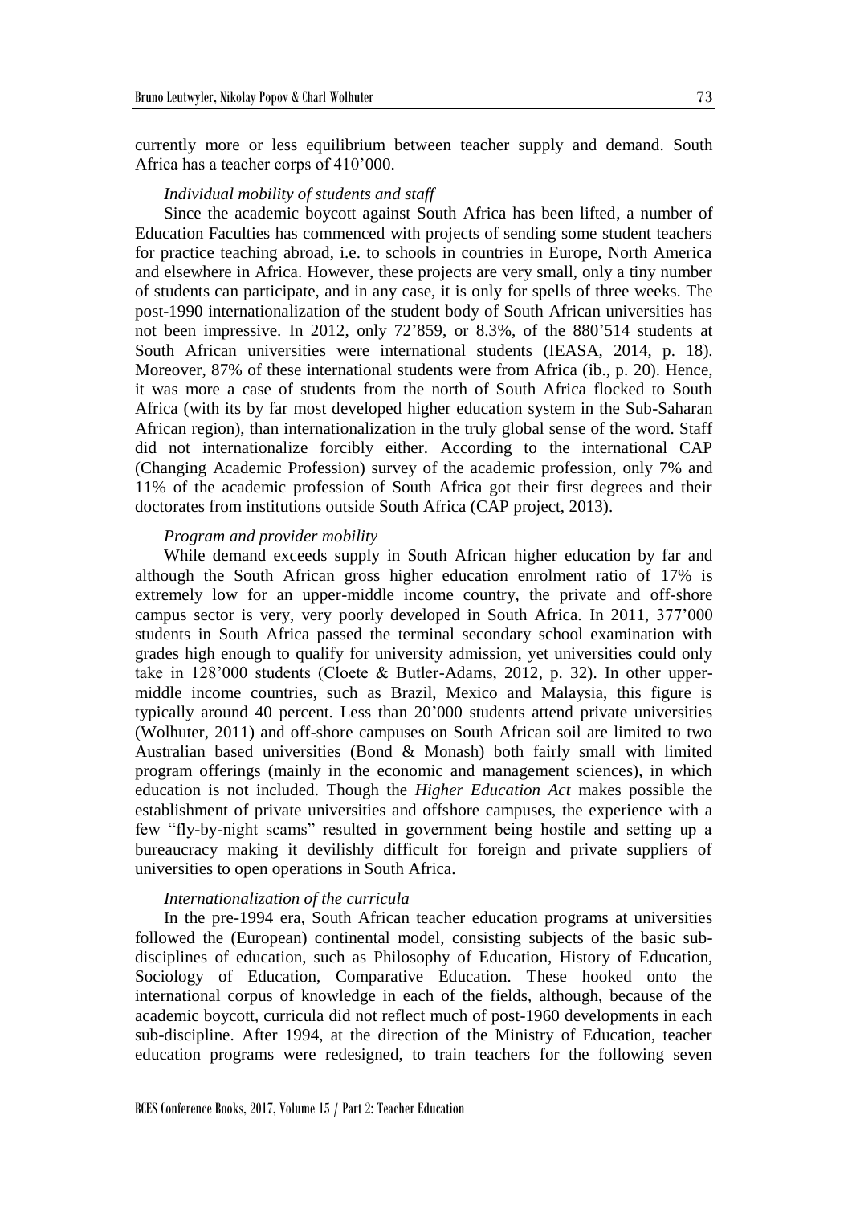currently more or less equilibrium between teacher supply and demand. South Africa has a teacher corps of 410'000.

*Individual mobility of students and staff*

Since the academic boycott against South Africa has been lifted, a number of Education Faculties has commenced with projects of sending some student teachers for practice teaching abroad, i.e. to schools in countries in Europe, North America and elsewhere in Africa. However, these projects are very small, only a tiny number of students can participate, and in any case, it is only for spells of three weeks. The post-1990 internationalization of the student body of South African universities has not been impressive. In 2012, only 72'859, or 8.3%, of the 880'514 students at South African universities were international students (IEASA, 2014, p. 18). Moreover, 87% of these international students were from Africa (ib., p. 20). Hence, it was more a case of students from the north of South Africa flocked to South Africa (with its by far most developed higher education system in the Sub-Saharan African region), than internationalization in the truly global sense of the word. Staff did not internationalize forcibly either. According to the international CAP (Changing Academic Profession) survey of the academic profession, only 7% and 11% of the academic profession of South Africa got their first degrees and their doctorates from institutions outside South Africa (CAP project, 2013).

*Program and provider mobility*

While demand exceeds supply in South African higher education by far and although the South African gross higher education enrolment ratio of 17% is extremely low for an upper-middle income country, the private and off-shore campus sector is very, very poorly developed in South Africa. In 2011, 377'000 students in South Africa passed the terminal secondary school examination with grades high enough to qualify for university admission, yet universities could only take in 128'000 students (Cloete & Butler-Adams, 2012, p. 32). In other upper-middle income countries, such as Brazil, Mexico and Malaysia, this figure is typically around 40 percent. Less than 20'000 students attend private universities (Wolhuter, 2011) and off-shore campuses on South African soil are limited to two Australian based universities (Bond & Monash) both fairly small with limited program offerings (mainly in the economic and management sciences), in which education is not included. Though the *Higher Education Act* makes possible the establishment of private universities and offshore campuses, the experience with a few "fly-by-night scams" resulted in government being hostile and setting up a bureaucracy making it devilishly difficult for foreign and private suppliers of universities to open operations in South Africa.

*Internationalization of the curricula*

In the pre-1994 era, South African teacher education programs at universities followed the (European) continental model, consisting subjects of the basic sub-disciplines of education, such as Philosophy of Education, History of Education, Sociology of Education, Comparative Education. These hooked onto the international corpus of knowledge in each of the fields, although, because of the academic boycott, curricula did not reflect much of post-1960 developments in each sub-discipline. After 1994, at the direction of the Ministry of Education, teacher education programs were redesigned, to train teachers for the following seven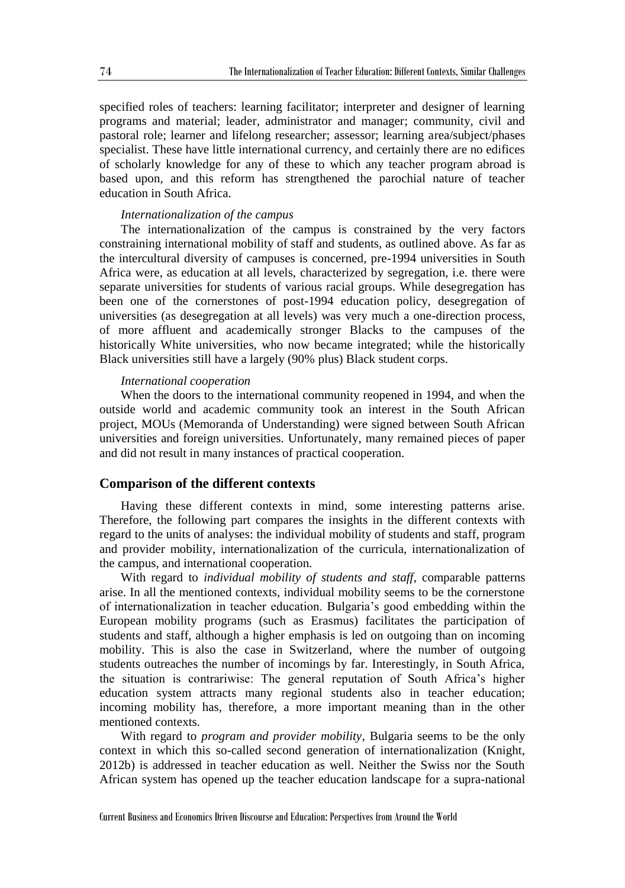specified roles of teachers: learning facilitator; interpreter and designer of learning programs and material; leader, administrator and manager; community, civil and pastoral role; learner and lifelong researcher; assessor; learning area/subject/phases specialist. These have little international currency, and certainly there are no edifices of scholarly knowledge for any of these to which any teacher program abroad is based upon, and this reform has strengthened the parochial nature of teacher education in South Africa.

*Internationalization of the campus*

The internationalization of the campus is constrained by the very factors constraining international mobility of staff and students, as outlined above. As far as the intercultural diversity of campuses is concerned, pre-1994 universities in South Africa were, as education at all levels, characterized by segregation, i.e. there were separate universities for students of various racial groups. While desegregation has been one of the cornerstones of post-1994 education policy, desegregation of universities (as desegregation at all levels) was very much a one-direction process, of more affluent and academically stronger Blacks to the campuses of the historically White universities, who now became integrated; while the historically Black universities still have a largely (90% plus) Black student corps.

*International cooperation*

When the doors to the international community reopened in 1994, and when the outside world and academic community took an interest in the South African project, MOUs (Memoranda of Understanding) were signed between South African universities and foreign universities. Unfortunately, many remained pieces of paper and did not result in many instances of practical cooperation.

## Comparison of the different contexts

Having these different contexts in mind, some interesting patterns arise. Therefore, the following part compares the insights in the different contexts with regard to the units of analyses: the individual mobility of students and staff, program and provider mobility, internationalization of the curricula, internationalization of the campus, and international cooperation.

With regard to *individual mobility of students and staff*, comparable patterns arise. In all the mentioned contexts, individual mobility seems to be the cornerstone of internationalization in teacher education. Bulgaria's good embedding within the European mobility programs (such as Erasmus) facilitates the participation of students and staff, although a higher emphasis is led on outgoing than on incoming mobility. This is also the case in Switzerland, where the number of outgoing students outreaches the number of incomings by far. Interestingly, in South Africa, the situation is contrariwise: The general reputation of South Africa's higher education system attracts many regional students also in teacher education; incoming mobility has, therefore, a more important meaning than in the other mentioned contexts.

With regard to *program and provider mobility*, Bulgaria seems to be the only context in which this so-called second generation of internationalization (Knight, 2012b) is addressed in teacher education as well. Neither the Swiss nor the South African system has opened up the teacher education landscape for a supra-national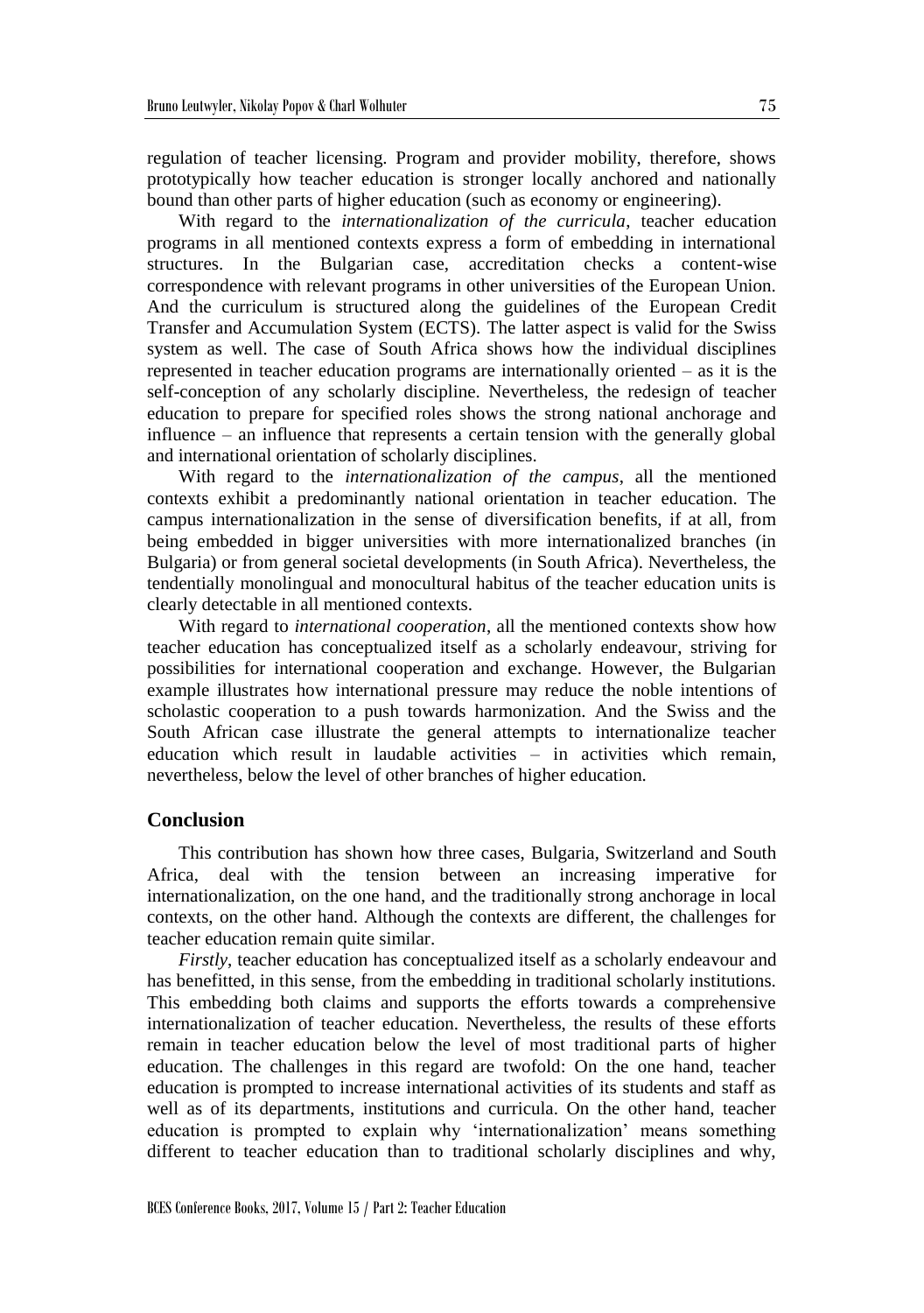regulation of teacher licensing. Program and provider mobility, therefore, shows prototypically how teacher education is stronger locally anchored and nationally bound than other parts of higher education (such as economy or engineering).

With regard to the *internationalization of the curricula*, teacher education programs in all mentioned contexts express a form of embedding in international structures. In the Bulgarian case, accreditation checks a content-wise correspondence with relevant programs in other universities of the European Union. And the curriculum is structured along the guidelines of the European Credit Transfer and Accumulation System (ECTS). The latter aspect is valid for the Swiss system as well. The case of South Africa shows how the individual disciplines represented in teacher education programs are internationally oriented – as it is the self-conception of any scholarly discipline. Nevertheless, the redesign of teacher education to prepare for specified roles shows the strong national anchorage and influence – an influence that represents a certain tension with the generally global and international orientation of scholarly disciplines.

With regard to the *internationalization of the campus*, all the mentioned contexts exhibit a predominantly national orientation in teacher education. The campus internationalization in the sense of diversification benefits, if at all, from being embedded in bigger universities with more internationalized branches (in Bulgaria) or from general societal developments (in South Africa). Nevertheless, the tendentially monolingual and monocultural habitus of the teacher education units is clearly detectable in all mentioned contexts.

With regard to *international cooperation*, all the mentioned contexts show how teacher education has conceptualized itself as a scholarly endeavour, striving for possibilities for international cooperation and exchange. However, the Bulgarian example illustrates how international pressure may reduce the noble intentions of scholastic cooperation to a push towards harmonization. And the Swiss and the South African case illustrate the general attempts to internationalize teacher education which result in laudable activities – in activities which remain, nevertheless, below the level of other branches of higher education.

## Conclusion

This contribution has shown how three cases, Bulgaria, Switzerland and South Africa, deal with the tension between an increasing imperative for internationalization, on the one hand, and the traditionally strong anchorage in local contexts, on the other hand. Although the contexts are different, the challenges for teacher education remain quite similar.

*Firstly*, teacher education has conceptualized itself as a scholarly endeavour and has benefitted, in this sense, from the embedding in traditional scholarly institutions. This embedding both claims and supports the efforts towards a comprehensive internationalization of teacher education. Nevertheless, the results of these efforts remain in teacher education below the level of most traditional parts of higher education. The challenges in this regard are twofold: On the one hand, teacher education is prompted to increase international activities of its students and staff as well as of its departments, institutions and curricula. On the other hand, teacher education is prompted to explain why 'internationalization' means something different to teacher education than to traditional scholarly disciplines and why,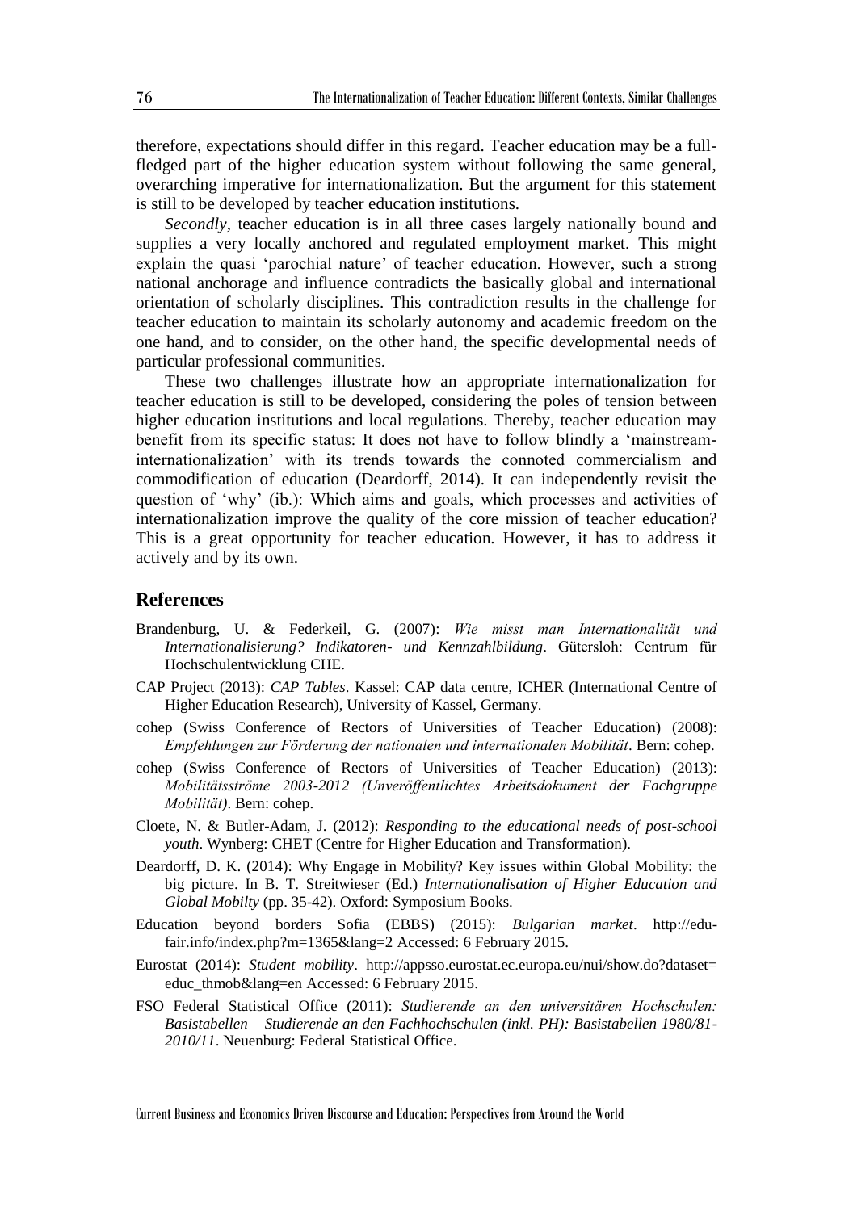therefore, expectations should differ in this regard. Teacher education may be a full-fledged part of the higher education system without following the same general, overarching imperative for internationalization. But the argument for this statement is still to be developed by teacher education institutions.

*Secondly*, teacher education is in all three cases largely nationally bound and supplies a very locally anchored and regulated employment market. This might explain the quasi 'parochial nature' of teacher education. However, such a strong national anchorage and influence contradicts the basically global and international orientation of scholarly disciplines. This contradiction results in the challenge for teacher education to maintain its scholarly autonomy and academic freedom on the one hand, and to consider, on the other hand, the specific developmental needs of particular professional communities.

These two challenges illustrate how an appropriate internationalization for teacher education is still to be developed, considering the poles of tension between higher education institutions and local regulations. Thereby, teacher education may benefit from its specific status: It does not have to follow blindly a 'mainstream-internationalization' with its trends towards the connoted commercialism and commodification of education (Deardorff, 2014). It can independently revisit the question of 'why' (ib.): Which aims and goals, which processes and activities of internationalization improve the quality of the core mission of teacher education? This is a great opportunity for teacher education. However, it has to address it actively and by its own.

## References

Brandenburg, U. & Federkeil, G. (2007): *Wie misst man Internationalität und Internationalisierung? Indikatoren- und Kennzahlbildung*. Gütersloh: Centrum für Hochschulentwicklung CHE.

CAP Project (2013): *CAP Tables*. Kassel: CAP data centre, ICHER (International Centre of Higher Education Research), University of Kassel, Germany.

cohep (Swiss Conference of Rectors of Universities of Teacher Education) (2008): *Empfehlungen zur Förderung der nationalen und internationalen Mobilität*. Bern: cohep.

cohep (Swiss Conference of Rectors of Universities of Teacher Education) (2013): *Mobilitätsströme 2003-2012 (Unveröffentlichtes Arbeitsdokument der Fachgruppe Mobilität)*. Bern: cohep.

Cloete, N. & Butler-Adam, J. (2012): *Responding to the educational needs of post-school youth*. Wynberg: CHET (Centre for Higher Education and Transformation).

Deardorff, D. K. (2014): Why Engage in Mobility? Key issues within Global Mobility: the big picture. In B. T. Streitwieser (Ed.) *Internationalisation of Higher Education and Global Mobilty* (pp. 35-42). Oxford: Symposium Books.

Education beyond borders Sofia (EBBS) (2015): *Bulgarian market*. http://edu-fair.info/index.php?m=1365&lang=2 Accessed: 6 February 2015.

Eurostat (2014): *Student mobility*. http://appsso.eurostat.ec.europa.eu/nui/show.do?dataset=educ_thmob&lang=en Accessed: 6 February 2015.

FSO Federal Statistical Office (2011): *Studierende an den universitären Hochschulen: Basistabellen – Studierende an den Fachhochschulen (inkl. PH): Basistabellen 1980/81-2010/11*. Neuenburg: Federal Statistical Office.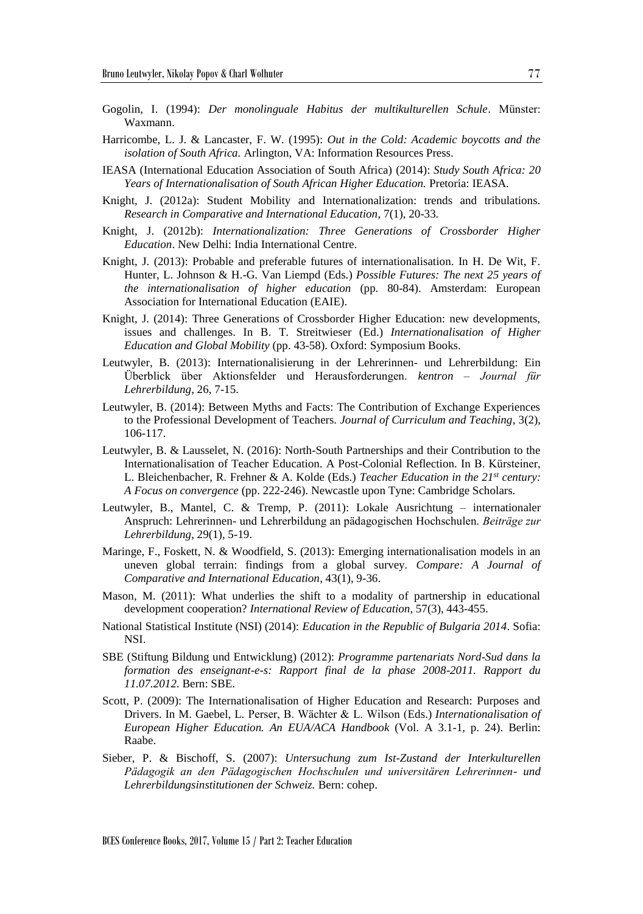Gogolin, I. (1994): *Der monolinguale Habitus der multikulturellen Schule*. Münster: Waxmann.

Harricombe, L. J. & Lancaster, F. W. (1995): *Out in the Cold: Academic boycotts and the isolation of South Africa.* Arlington, VA: Information Resources Press.

IEASA (International Education Association of South Africa) (2014): *Study South Africa: 20 Years of Internationalisation of South African Higher Education.* Pretoria: IEASA.

Knight, J. (2012a): Student Mobility and Internationalization: trends and tribulations. *Research in Comparative and International Education*, 7(1), 20-33.

Knight, J. (2012b): *Internationalization: Three Generations of Crossborder Higher Education*. New Delhi: India International Centre.

Knight, J. (2013): Probable and preferable futures of internationalisation. In H. De Wit, F. Hunter, L. Johnson & H.-G. Van Liempd (Eds.) *Possible Futures: The next 25 years of the internationalisation of higher education* (pp. 80-84). Amsterdam: European Association for International Education (EAIE).

Knight, J. (2014): Three Generations of Crossborder Higher Education: new developments, issues and challenges. In B. T. Streitwieser (Ed.) *Internationalisation of Higher Education and Global Mobility* (pp. 43-58). Oxford: Symposium Books.

Leutwyler, B. (2013): Internationalisierung in der Lehrerinnen- und Lehrerbildung: Ein Überblick über Aktionsfelder und Herausforderungen. *kentron – Journal für Lehrerbildung*, 26, 7-15.

Leutwyler, B. (2014): Between Myths and Facts: The Contribution of Exchange Experiences to the Professional Development of Teachers. *Journal of Curriculum and Teaching*, 3(2), 106-117.

Leutwyler, B. & Lausselet, N. (2016): North-South Partnerships and their Contribution to the Internationalisation of Teacher Education. A Post-Colonial Reflection. In B. Kürsteiner, L. Bleichenbacher, R. Frehner & A. Kolde (Eds.) *Teacher Education in the 21st century: A Focus on convergence* (pp. 222-246). Newcastle upon Tyne: Cambridge Scholars.

Leutwyler, B., Mantel, C. & Tremp, P. (2011): Lokale Ausrichtung – internationaler Anspruch: Lehrerinnen- und Lehrerbildung an pädagogischen Hochschulen. *Beiträge zur Lehrerbildung*, 29(1), 5-19.

Maringe, F., Foskett, N. & Woodfield, S. (2013): Emerging internationalisation models in an uneven global terrain: findings from a global survey. *Compare: A Journal of Comparative and International Education*, 43(1), 9-36.

Mason, M. (2011): What underlies the shift to a modality of partnership in educational development cooperation? *International Review of Education*, 57(3), 443-455.

National Statistical Institute (NSI) (2014): *Education in the Republic of Bulgaria 2014*. Sofia: NSI.

SBE (Stiftung Bildung und Entwicklung) (2012): *Programme partenariats Nord-Sud dans la formation des enseignant-e-s: Rapport final de la phase 2008-2011. Rapport du 11.07.2012*. Bern: SBE.

Scott, P. (2009): The Internationalisation of Higher Education and Research: Purposes and Drivers. In M. Gaebel, L. Perser, B. Wächter & L. Wilson (Eds.) *Internationalisation of European Higher Education. An EUA/ACA Handbook* (Vol. A 3.1-1, p. 24). Berlin: Raabe.

Sieber, P. & Bischoff, S. (2007): *Untersuchung zum Ist-Zustand der Interkulturellen Pädagogik an den Pädagogischen Hochschulen und universitären Lehrerinnen- und Lehrerbildungsinstitutionen der Schweiz.* Bern: cohep.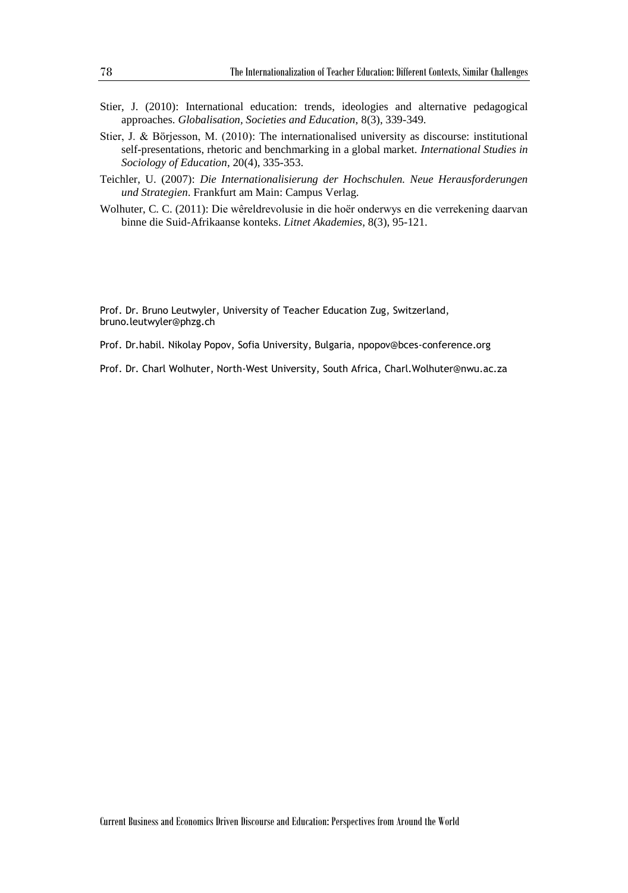Stier, J. (2010): International education: trends, ideologies and alternative pedagogical approaches. *Globalisation, Societies and Education*, 8(3), 339-349.

Stier, J. & Börjesson, M. (2010): The internationalised university as discourse: institutional self-presentations, rhetoric and benchmarking in a global market. *International Studies in Sociology of Education*, 20(4), 335-353.

Teichler, U. (2007): *Die Internationalisierung der Hochschulen. Neue Herausforderungen und Strategien*. Frankfurt am Main: Campus Verlag.

Wolhuter, C. C. (2011): Die wêreldrevolusie in die hoër onderwys en die verrekening daarvan binne die Suid-Afrikaanse konteks. *Litnet Akademies*, 8(3), 95-121.

Prof. Dr. Bruno Leutwyler, University of Teacher Education Zug, Switzerland, bruno.leutwyler@phzg.ch

Prof. Dr.habil. Nikolay Popov, Sofia University, Bulgaria, npopov@bces-conference.org

Prof. Dr. Charl Wolhuter, North-West University, South Africa, Charl.Wolhuter@nwu.ac.za